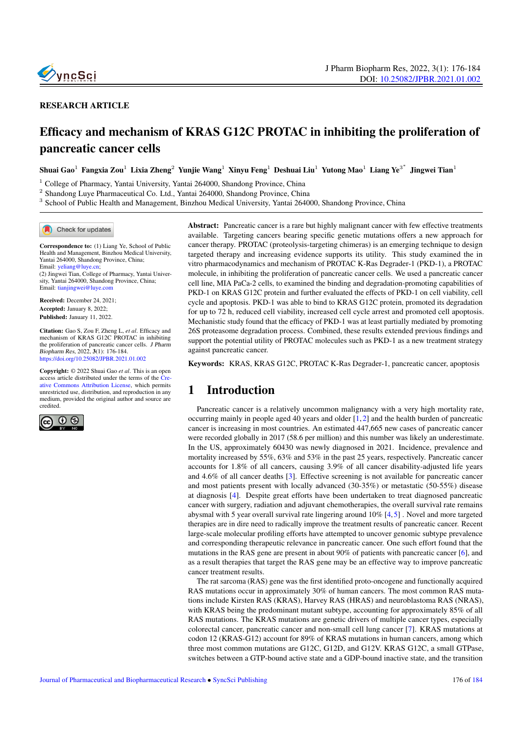RESEARCH ARTICLE

# Efficacy and mechanism of KRAS G12C PROTAC in inhibiting the proliferation of pancreatic cancer cells

**Shuai Gao**[1] **Fangxia Zou**[1] **Lixia Zheng**[2] **Yunjie Wang**[1] **Xinyu Feng**[1] **Deshuai Liu**[1] **Yutong Mao**[1] **Liang Ye**[3*] **Jingwei Tian**[1]

[1] College of Pharmacy, Yantai University, Yantai 264000, Shandong Province, China

[2] Shandong Luye Pharmaceutical Co. Ltd., Yantai 264000, Shandong Province, China

[3] School of Public Health and Management, Binzhou Medical University, Yantai 264000, Shandong Province, China

**Correspondence to:** (1) Liang Ye, School of Public Health and Management, Binzhou Medical University, Yantai 264000, Shandong Province, China; Email: yeliang@luye.cn; (2) Jingwei Tian, College of Pharmacy, Yantai University, Yantai 264000, Shandong Province, China; Email: tianjingwei@luye.com

**Received:** December 24, 2021;
**Accepted:** January 8, 2022;
**Published:** January 11, 2022.

**Citation:** Gao S, Zou F, Zheng L, *et al*. Efficacy and mechanism of KRAS G12C PROTAC in inhibiting the proliferation of pancreatic cancer cells. *J Pharm Biopharm Res*, 2022, **3**(1): 176-184. https://doi.org/10.25082/JPBR.2021.01.002

**Copyright:** © 2022 Shuai Gao *et al*. This is an open access article distributed under the terms of the Creative Commons Attribution License, which permits unrestricted use, distribution, and reproduction in any medium, provided the original author and source are credited.

**Abstract:** Pancreatic cancer is a rare but highly malignant cancer with few effective treatments available. Targeting cancers bearing specific genetic mutations offers a new approach for cancer therapy. PROTAC (proteolysis-targeting chimeras) is an emerging technique to design targeted therapy and increasing evidence supports its utility. This study examined the in vitro pharmacodynamics and mechanism of PROTAC K-Ras Degrader-1 (PKD-1), a PROTAC molecule, in inhibiting the proliferation of pancreatic cancer cells. We used a pancreatic cancer cell line, MIA PaCa-2 cells, to examined the binding and degradation-promoting capabilities of PKD-1 on KRAS G12C protein and further evaluated the effects of PKD-1 on cell viability, cell cycle and apoptosis. PKD-1 was able to bind to KRAS G12C protein, promoted its degradation for up to 72 h, reduced cell viability, increased cell cycle arrest and promoted cell apoptosis. Mechanistic study found that the efficacy of PKD-1 was at least partially mediated by promoting 26S proteasome degradation process. Combined, these results extended previous findings and support the potential utility of PROTAC molecules such as PKD-1 as a new treatment strategy against pancreatic cancer.

**Keywords:** KRAS, KRAS G12C, PROTAC K-Ras Degrader-1, pancreatic cancer, apoptosis

## 1 Introduction

Pancreatic cancer is a relatively uncommon malignancy with a very high mortality rate, occurring mainly in people aged 40 years and older [1, 2] and the health burden of pancreatic cancer is increasing in most countries. An estimated 447,665 new cases of pancreatic cancer were recorded globally in 2017 (58.6 per million) and this number was likely an underestimate. In the US, approximately 60430 was newly diagnosed in 2021. Incidence, prevalence and mortality increased by 55%, 63% and 53% in the past 25 years, respectively. Pancreatic cancer accounts for 1.8% of all cancers, causing 3.9% of all cancer disability-adjusted life years and 4.6% of all cancer deaths [3]. Effective screening is not available for pancreatic cancer and most patients present with locally advanced (30-35%) or metastatic (50-55%) disease at diagnosis [4]. Despite great efforts have been undertaken to treat diagnosed pancreatic cancer with surgery, radiation and adjuvant chemotherapies, the overall survival rate remains abysmal with 5 year overall survival rate lingering around 10% [4, 5] . Novel and more targeted therapies are in dire need to radically improve the treatment results of pancreatic cancer. Recent large-scale molecular profiling efforts have attempted to uncover genomic subtype prevalence and corresponding therapeutic relevance in pancreatic cancer. One such effort found that the mutations in the RAS gene are present in about 90% of patients with pancreatic cancer [6], and as a result therapies that target the RAS gene may be an effective way to improve pancreatic cancer treatment results.

The rat sarcoma (RAS) gene was the first identified proto-oncogene and functionally acquired RAS mutations occur in approximately 30% of human cancers. The most common RAS mutations include Kirsten RAS (KRAS), Harvey RAS (HRAS) and neuroblastoma RAS (NRAS), with KRAS being the predominant mutant subtype, accounting for approximately 85% of all RAS mutations. The KRAS mutations are genetic drivers of multiple cancer types, especially colorectal cancer, pancreatic cancer and non-small cell lung cancer [7]. KRAS mutations at codon 12 (KRAS-G12) account for 89% of KRAS mutations in human cancers, among which three most common mutations are G12C, G12D, and G12V. KRAS G12C, a small GTPase, switches between a GTP-bound active state and a GDP-bound inactive state, and the transition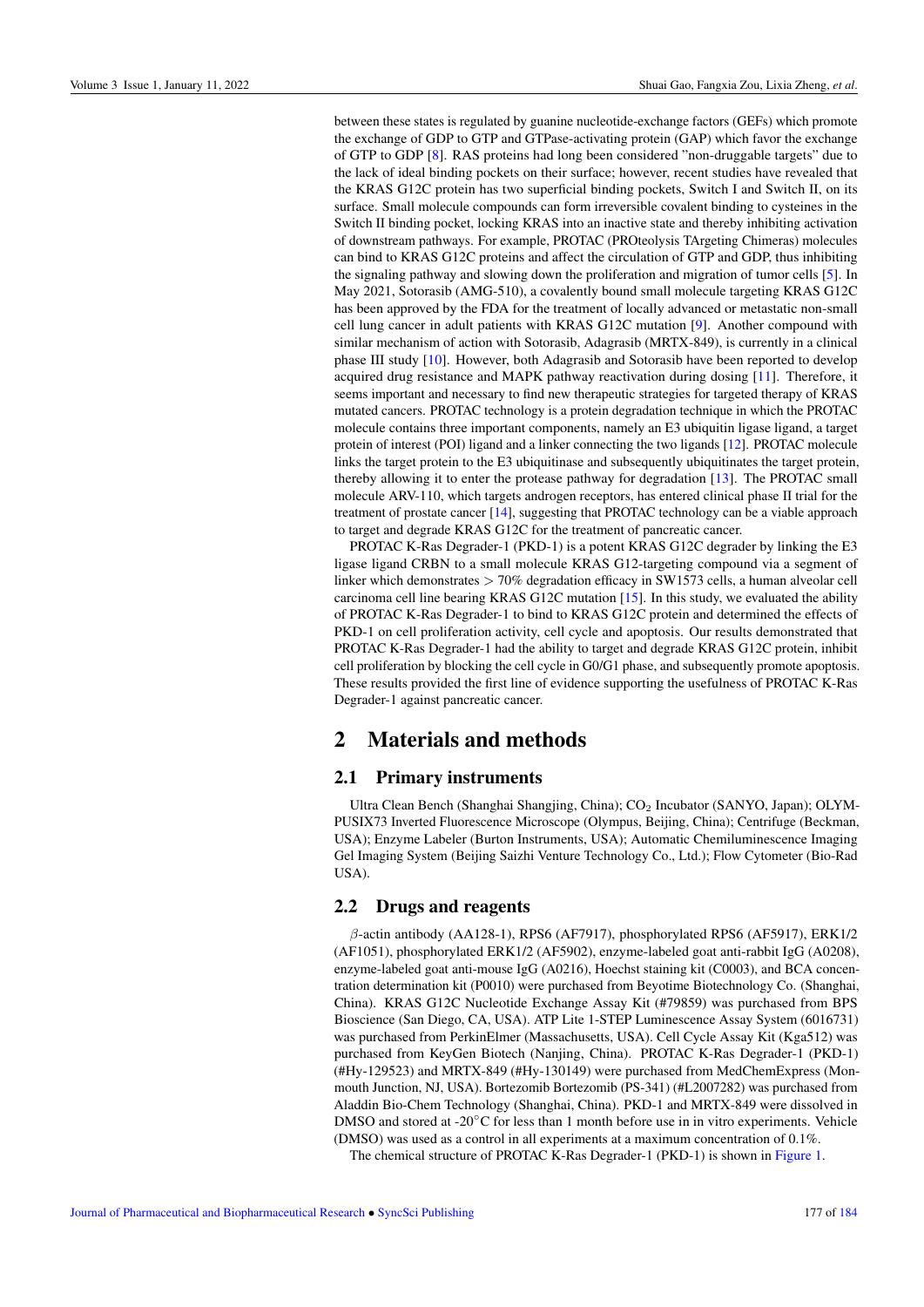between these states is regulated by guanine nucleotide-exchange factors (GEFs) which promote the exchange of GDP to GTP and GTPase-activating protein (GAP) which favor the exchange of GTP to GDP [8]. RAS proteins had long been considered "non-druggable targets" due to the lack of ideal binding pockets on their surface; however, recent studies have revealed that the KRAS G12C protein has two superficial binding pockets, Switch I and Switch II, on its surface. Small molecule compounds can form irreversible covalent binding to cysteines in the Switch II binding pocket, locking KRAS into an inactive state and thereby inhibiting activation of downstream pathways. For example, PROTAC (PROteolysis TArgeting Chimeras) molecules can bind to KRAS G12C proteins and affect the circulation of GTP and GDP, thus inhibiting the signaling pathway and slowing down the proliferation and migration of tumor cells [5]. In May 2021, Sotorasib (AMG-510), a covalently bound small molecule targeting KRAS G12C has been approved by the FDA for the treatment of locally advanced or metastatic non-small cell lung cancer in adult patients with KRAS G12C mutation [9]. Another compound with similar mechanism of action with Sotorasib, Adagrasib (MRTX-849), is currently in a clinical phase III study [10]. However, both Adagrasib and Sotorasib have been reported to develop acquired drug resistance and MAPK pathway reactivation during dosing [11]. Therefore, it seems important and necessary to find new therapeutic strategies for targeted therapy of KRAS mutated cancers. PROTAC technology is a protein degradation technique in which the PROTAC molecule contains three important components, namely an E3 ubiquitin ligase ligand, a target protein of interest (POI) ligand and a linker connecting the two ligands [12]. PROTAC molecule links the target protein to the E3 ubiquitinase and subsequently ubiquitinates the target protein, thereby allowing it to enter the protease pathway for degradation [13]. The PROTAC small molecule ARV-110, which targets androgen receptors, has entered clinical phase II trial for the treatment of prostate cancer [14], suggesting that PROTAC technology can be a viable approach to target and degrade KRAS G12C for the treatment of pancreatic cancer.

PROTAC K-Ras Degrader-1 (PKD-1) is a potent KRAS G12C degrader by linking the E3 ligase ligand CRBN to a small molecule KRAS G12-targeting compound via a segment of linker which demonstrates $> 70\%$ degradation efficacy in SW1573 cells, a human alveolar cell carcinoma cell line bearing KRAS G12C mutation [15]. In this study, we evaluated the ability of PROTAC K-Ras Degrader-1 to bind to KRAS G12C protein and determined the effects of PKD-1 on cell proliferation activity, cell cycle and apoptosis. Our results demonstrated that PROTAC K-Ras Degrader-1 had the ability to target and degrade KRAS G12C protein, inhibit cell proliferation by blocking the cell cycle in G0/G1 phase, and subsequently promote apoptosis. These results provided the first line of evidence supporting the usefulness of PROTAC K-Ras Degrader-1 against pancreatic cancer.

# 2 Materials and methods

## 2.1 Primary instruments

Ultra Clean Bench (Shanghai Shangjing, China); $CO_2$ Incubator (SANYO, Japan); OLYMPUSIX73 Inverted Fluorescence Microscope (Olympus, Beijing, China); Centrifuge (Beckman, USA); Enzyme Labeler (Burton Instruments, USA); Automatic Chemiluminescence Imaging Gel Imaging System (Beijing Saizhi Venture Technology Co., Ltd.); Flow Cytometer (Bio-Rad USA).

## 2.2 Drugs and reagents

$\beta$-actin antibody (AA128-1), RPS6 (AF7917), phosphorylated RPS6 (AF5917), ERK1/2 (AF1051), phosphorylated ERK1/2 (AF5902), enzyme-labeled goat anti-rabbit IgG (A0208), enzyme-labeled goat anti-mouse IgG (A0216), Hoechst staining kit (C0003), and BCA concentration determination kit (P0010) were purchased from Beyotime Biotechnology Co. (Shanghai, China). KRAS G12C Nucleotide Exchange Assay Kit (#79859) was purchased from BPS Bioscience (San Diego, CA, USA). ATP Lite 1-STEP Luminescence Assay System (6016731) was purchased from PerkinElmer (Massachusetts, USA). Cell Cycle Assay Kit (Kga512) was purchased from KeyGen Biotech (Nanjing, China). PROTAC K-Ras Degrader-1 (PKD-1) (#Hy-129523) and MRTX-849 (#Hy-130149) were purchased from MedChemExpress (Monmouth Junction, NJ, USA). Bortezomib Bortezomib (PS-341) (#L2007282) was purchased from Aladdin Bio-Chem Technology (Shanghai, China). PKD-1 and MRTX-849 were dissolved in DMSO and stored at -20°C for less than 1 month before use in in vitro experiments. Vehicle (DMSO) was used as a control in all experiments at a maximum concentration of 0.1%.

The chemical structure of PROTAC K-Ras Degrader-1 (PKD-1) is shown in Figure 1.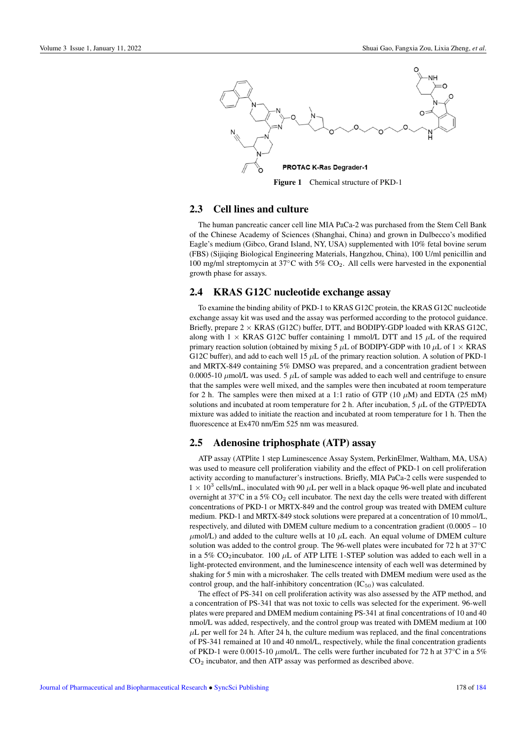PROTAC K-Ras Degrader-1

**Figure 1** Chemical structure of PKD-1

## 2.3 Cell lines and culture

The human pancreatic cancer cell line MIA PaCa-2 was purchased from the Stem Cell Bank of the Chinese Academy of Sciences (Shanghai, China) and grown in Dulbecco's modified Eagle's medium (Gibco, Grand Island, NY, USA) supplemented with 10% fetal bovine serum (FBS) (Sijiqing Biological Engineering Materials, Hangzhou, China), 100 U/ml penicillin and 100 mg/ml streptomycin at 37°C with 5% $CO_2$. All cells were harvested in the exponential growth phase for assays.

## 2.4 KRAS G12C nucleotide exchange assay

To examine the binding ability of PKD-1 to KRAS G12C protein, the KRAS G12C nucleotide exchange assay kit was used and the assay was performed according to the protocol guidance. Briefly, prepare 2 × KRAS (G12C) buffer, DTT, and BODIPY-GDP loaded with KRAS G12C, along with 1 × KRAS G12C buffer containing 1 mmol/L DTT and 15 $\mu$L of the required primary reaction solution (obtained by mixing 5 $\mu$L of BODIPY-GDP with 10 $\mu$L of 1 × KRAS G12C buffer), and add to each well 15 $\mu$L of the primary reaction solution. A solution of PKD-1 and MRTX-849 containing 5% DMSO was prepared, and a concentration gradient between 0.0005-10 $\mu$mol/L was used. 5 $\mu$L of sample was added to each well and centrifuge to ensure that the samples were well mixed, and the samples were then incubated at room temperature for 2 h. The samples were then mixed at a 1:1 ratio of GTP (10 $\mu$M) and EDTA (25 mM) solutions and incubated at room temperature for 2 h. After incubation, 5 $\mu$L of the GTP/EDTA mixture was added to initiate the reaction and incubated at room temperature for 1 h. Then the fluorescence at Ex470 nm/Em 525 nm was measured.

## 2.5 Adenosine triphosphate (ATP) assay

ATP assay (ATPlite 1 step Luminescence Assay System, PerkinElmer, Waltham, MA, USA) was used to measure cell proliferation viability and the effect of PKD-1 on cell proliferation activity according to manufacturer's instructions. Briefly, MIA PaCa-2 cells were suspended to $1 \times 10^3$ cells/mL, inoculated with 90 $\mu$L per well in a black opaque 96-well plate and incubated overnight at 37°C in a 5% $CO_2$ cell incubator. The next day the cells were treated with different concentrations of PKD-1 or MRTX-849 and the control group was treated with DMEM culture medium. PKD-1 and MRTX-849 stock solutions were prepared at a concentration of 10 mmol/L, respectively, and diluted with DMEM culture medium to a concentration gradient (0.0005 – 10 $\mu$mol/L) and added to the culture wells at 10 $\mu$L each. An equal volume of DMEM culture solution was added to the control group. The 96-well plates were incubated for 72 h at 37°C in a 5% $CO_2$incubator. 100 $\mu$L of ATP LITE 1-STEP solution was added to each well in a light-protected environment, and the luminescence intensity of each well was determined by shaking for 5 min with a microshaker. The cells treated with DMEM medium were used as the control group, and the half-inhibitory concentration ($IC_{50}$) was calculated.

The effect of PS-341 on cell proliferation activity was also assessed by the ATP method, and a concentration of PS-341 that was not toxic to cells was selected for the experiment. 96-well plates were prepared and DMEM medium containing PS-341 at final concentrations of 10 and 40 nmol/L was added, respectively, and the control group was treated with DMEM medium at 100 $\mu$L per well for 24 h. After 24 h, the culture medium was replaced, and the final concentrations of PS-341 remained at 10 and 40 nmol/L, respectively, while the final concentration gradients of PKD-1 were 0.0015-10 $\mu$mol/L. The cells were further incubated for 72 h at 37°C in a 5% $CO_2$ incubator, and then ATP assay was performed as described above.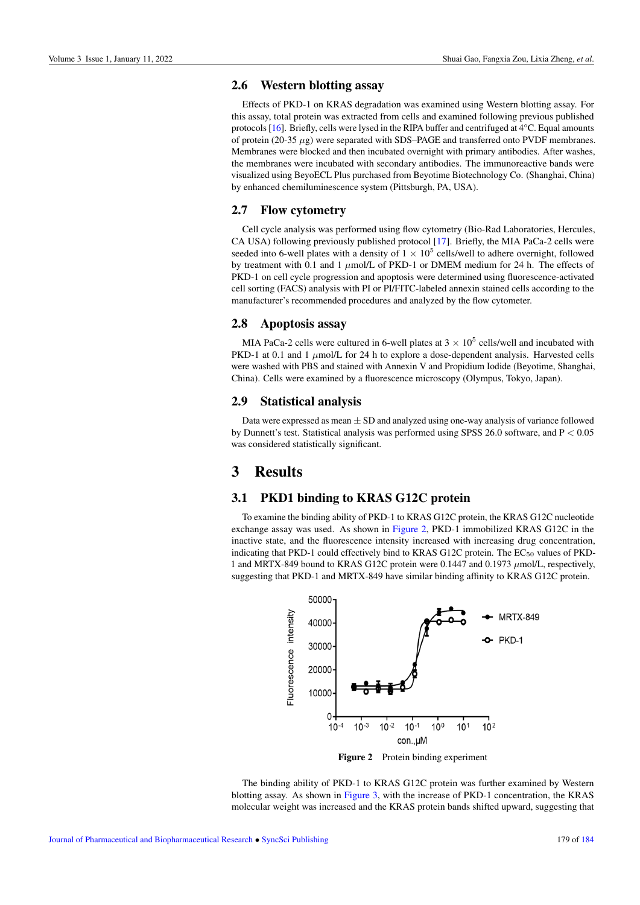## 2.6 Western blotting assay

Effects of PKD-1 on KRAS degradation was examined using Western blotting assay. For this assay, total protein was extracted from cells and examined following previous published protocols [16]. Briefly, cells were lysed in the RIPA buffer and centrifuged at 4°C. Equal amounts of protein (20-35 $\mu$g) were separated with SDS–PAGE and transferred onto PVDF membranes. Membranes were blocked and then incubated overnight with primary antibodies. After washes, the membranes were incubated with secondary antibodies. The immunoreactive bands were visualized using BeyoECL Plus purchased from Beyotime Biotechnology Co. (Shanghai, China) by enhanced chemiluminescence system (Pittsburgh, PA, USA).

## 2.7 Flow cytometry

Cell cycle analysis was performed using flow cytometry (Bio-Rad Laboratories, Hercules, CA USA) following previously published protocol [17]. Briefly, the MIA PaCa-2 cells were seeded into 6-well plates with a density of $1 \times 10^5$ cells/well to adhere overnight, followed by treatment with 0.1 and 1 $\mu$mol/L of PKD-1 or DMEM medium for 24 h. The effects of PKD-1 on cell cycle progression and apoptosis were determined using fluorescence-activated cell sorting (FACS) analysis with PI or PI/FITC-labeled annexin stained cells according to the manufacturer's recommended procedures and analyzed by the flow cytometer.

## 2.8 Apoptosis assay

MIA PaCa-2 cells were cultured in 6-well plates at $3 \times 10^5$ cells/well and incubated with PKD-1 at 0.1 and 1 $\mu$mol/L for 24 h to explore a dose-dependent analysis. Harvested cells were washed with PBS and stained with Annexin V and Propidium Iodide (Beyotime, Shanghai, China). Cells were examined by a fluorescence microscopy (Olympus, Tokyo, Japan).

## 2.9 Statistical analysis

Data were expressed as mean $\pm$ SD and analyzed using one-way analysis of variance followed by Dunnett's test. Statistical analysis was performed using SPSS 26.0 software, and $P < 0.05$ was considered statistically significant.

# 3 Results

## 3.1 PKD1 binding to KRAS G12C protein

To examine the binding ability of PKD-1 to KRAS G12C protein, the KRAS G12C nucleotide exchange assay was used. As shown in Figure 2, PKD-1 immobilized KRAS G12C in the inactive state, and the fluorescence intensity increased with increasing drug concentration, indicating that PKD-1 could effectively bind to KRAS G12C protein. The $EC_{50}$ values of PKD-1 and MRTX-849 bound to KRAS G12C protein were 0.1447 and 0.1973 $\mu$mol/L, respectively, suggesting that PKD-1 and MRTX-849 have similar binding affinity to KRAS G12C protein.

**Figure 2** Protein binding experiment

The binding ability of PKD-1 to KRAS G12C protein was further examined by Western blotting assay. As shown in Figure 3, with the increase of PKD-1 concentration, the KRAS molecular weight was increased and the KRAS protein bands shifted upward, suggesting that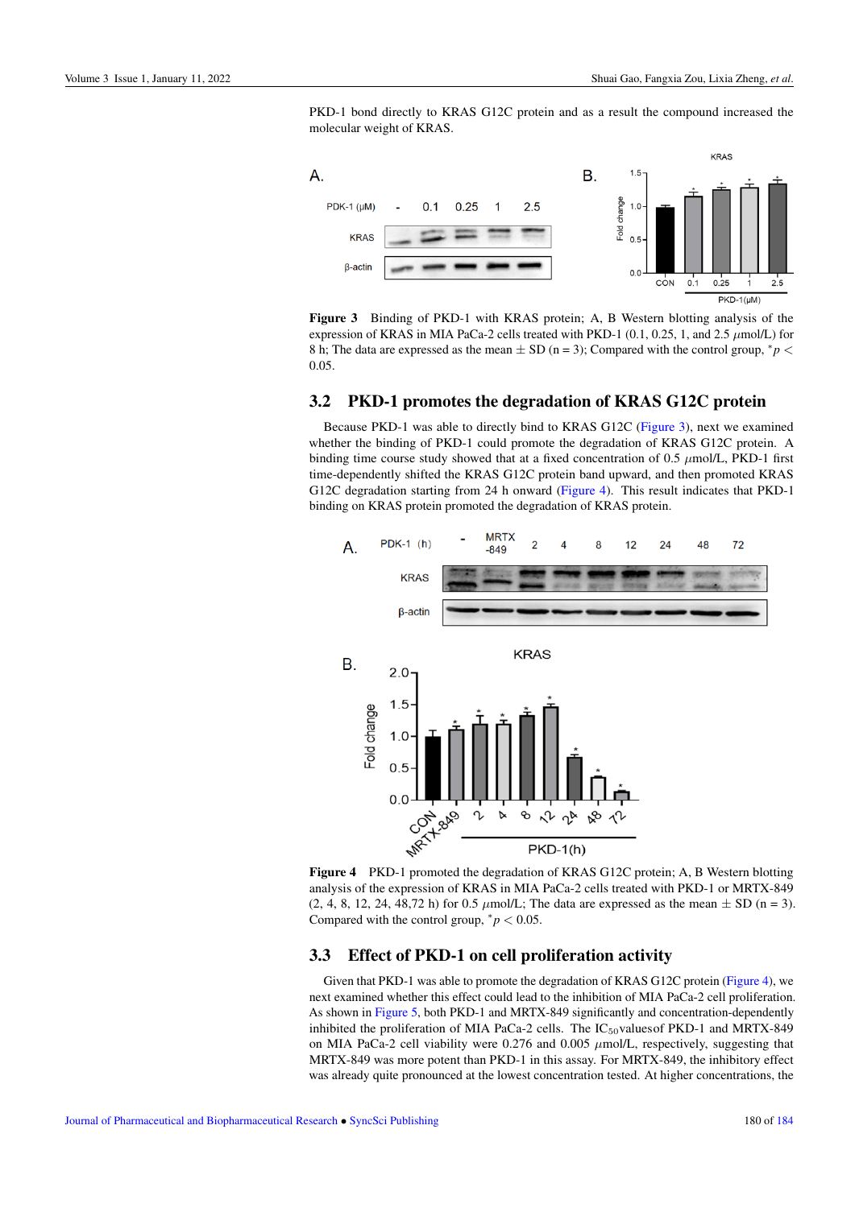PKD-1 bond directly to KRAS G12C protein and as a result the compound increased the molecular weight of KRAS.

**Figure 3** Binding of PKD-1 with KRAS protein; A, B Western blotting analysis of the expression of KRAS in MIA PaCa-2 cells treated with PKD-1 (0.1, 0.25, 1, and 2.5 $\mu$mol/L) for 8 h; The data are expressed as the mean ± SD (n = 3); Compared with the control group, $^*p < 0.05$.

## 3.2 PKD-1 promotes the degradation of KRAS G12C protein

Because PKD-1 was able to directly bind to KRAS G12C (Figure 3), next we examined whether the binding of PKD-1 could promote the degradation of KRAS G12C protein. A binding time course study showed that at a fixed concentration of 0.5 $\mu$mol/L, PKD-1 first time-dependently shifted the KRAS G12C protein band upward, and then promoted KRAS G12C degradation starting from 24 h onward (Figure 4). This result indicates that PKD-1 binding on KRAS protein promoted the degradation of KRAS protein.

**Figure 4** PKD-1 promoted the degradation of KRAS G12C protein; A, B Western blotting analysis of the expression of KRAS in MIA PaCa-2 cells treated with PKD-1 or MRTX-849 (2, 4, 8, 12, 24, 48,72 h) for 0.5 $\mu$mol/L; The data are expressed as the mean ± SD (n = 3). Compared with the control group, $^*p < 0.05$.

## 3.3 Effect of PKD-1 on cell proliferation activity

Given that PKD-1 was able to promote the degradation of KRAS G12C protein (Figure 4), we next examined whether this effect could lead to the inhibition of MIA PaCa-2 cell proliferation. As shown in Figure 5, both PKD-1 and MRTX-849 significantly and concentration-dependently inhibited the proliferation of MIA PaCa-2 cells. The $IC_{50}$ values of PKD-1 and MRTX-849 on MIA PaCa-2 cell viability were 0.276 and 0.005 $\mu$mol/L, respectively, suggesting that MRTX-849 was more potent than PKD-1 in this assay. For MRTX-849, the inhibitory effect was already quite pronounced at the lowest concentration tested. At higher concentrations, the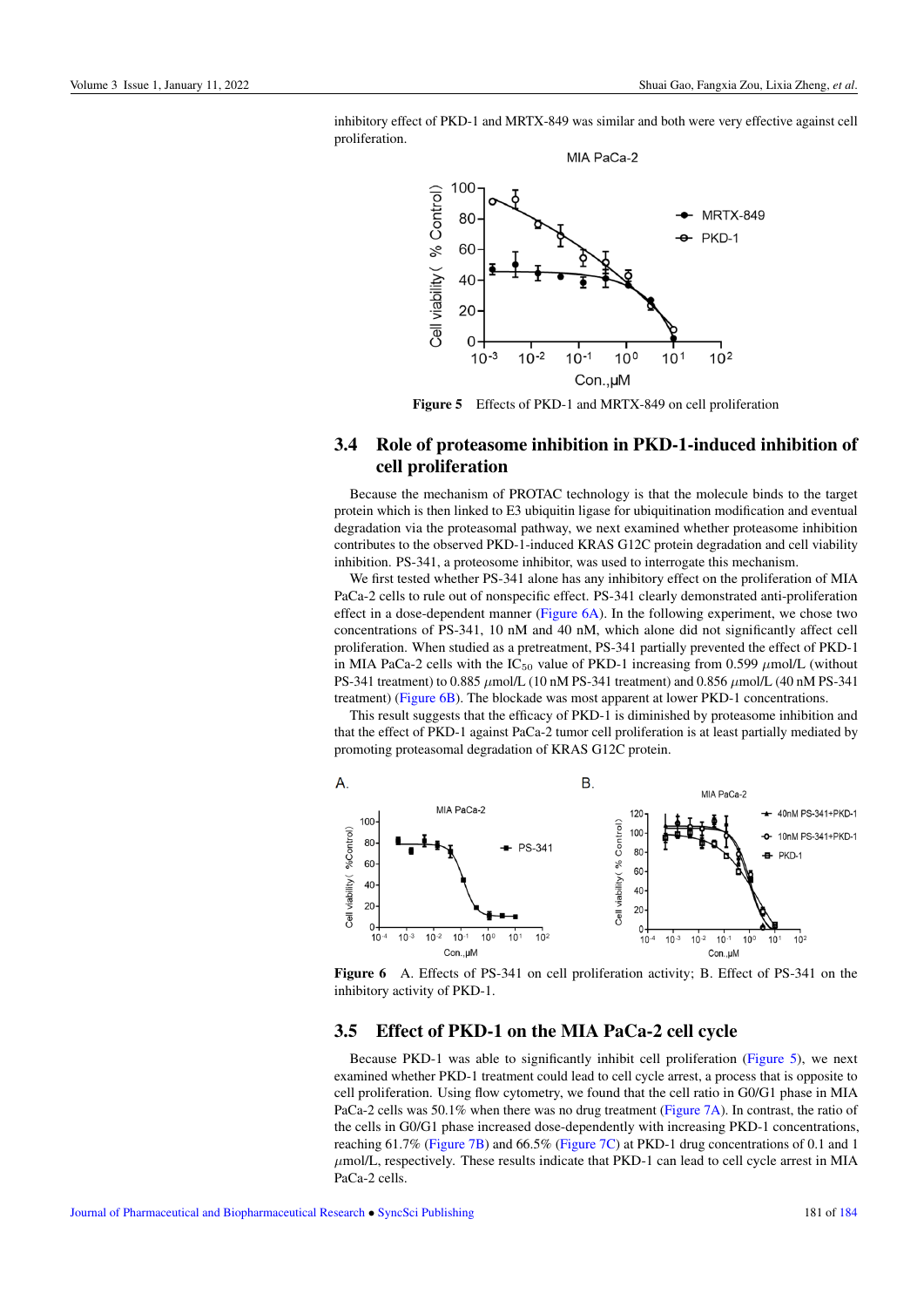inhibitory effect of PKD-1 and MRTX-849 was similar and both were very effective against cell proliferation.

**Figure 5** Effects of PKD-1 and MRTX-849 on cell proliferation

## 3.4 Role of proteasome inhibition in PKD-1-induced inhibition of cell proliferation

Because the mechanism of PROTAC technology is that the molecule binds to the target protein which is then linked to E3 ubiquitin ligase for ubiquitination modification and eventual degradation via the proteasomal pathway, we next examined whether proteasome inhibition contributes to the observed PKD-1-induced KRAS G12C protein degradation and cell viability inhibition. PS-341, a proteosome inhibitor, was used to interrogate this mechanism.

We first tested whether PS-341 alone has any inhibitory effect on the proliferation of MIA PaCa-2 cells to rule out of nonspecific effect. PS-341 clearly demonstrated anti-proliferation effect in a dose-dependent manner (Figure 6A). In the following experiment, we chose two concentrations of PS-341, 10 nM and 40 nM, which alone did not significantly affect cell proliferation. When studied as a pretreatment, PS-341 partially prevented the effect of PKD-1 in MIA PaCa-2 cells with the $IC_{50}$ value of PKD-1 increasing from 0.599 $\mu$mol/L (without PS-341 treatment) to 0.885 $\mu$mol/L (10 nM PS-341 treatment) and 0.856 $\mu$mol/L (40 nM PS-341 treatment) (Figure 6B). The blockade was most apparent at lower PKD-1 concentrations.

This result suggests that the efficacy of PKD-1 is diminished by proteasome inhibition and that the effect of PKD-1 against PaCa-2 tumor cell proliferation is at least partially mediated by promoting proteasomal degradation of KRAS G12C protein.

**Figure 6** A. Effects of PS-341 on cell proliferation activity; B. Effect of PS-341 on the inhibitory activity of PKD-1.

## 3.5 Effect of PKD-1 on the MIA PaCa-2 cell cycle

Because PKD-1 was able to significantly inhibit cell proliferation (Figure 5), we next examined whether PKD-1 treatment could lead to cell cycle arrest, a process that is opposite to cell proliferation. Using flow cytometry, we found that the cell ratio in G0/G1 phase in MIA PaCa-2 cells was 50.1% when there was no drug treatment (Figure 7A). In contrast, the ratio of the cells in G0/G1 phase increased dose-dependently with increasing PKD-1 concentrations, reaching 61.7% (Figure 7B) and 66.5% (Figure 7C) at PKD-1 drug concentrations of 0.1 and 1 $\mu$mol/L, respectively. These results indicate that PKD-1 can lead to cell cycle arrest in MIA PaCa-2 cells.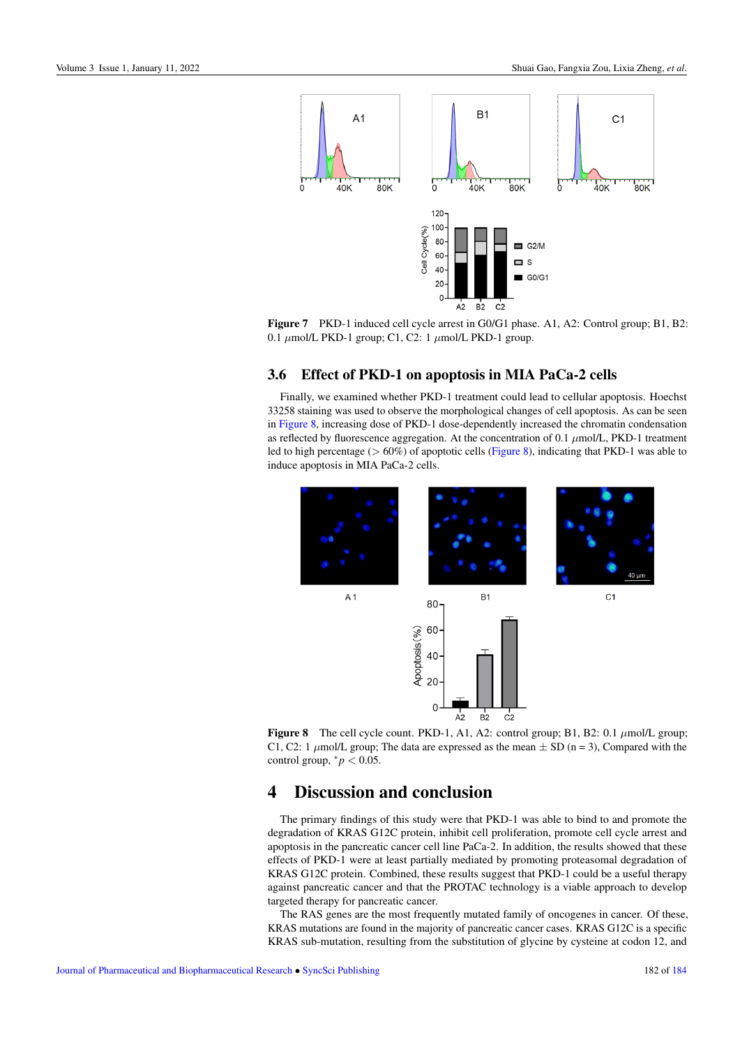**Figure 7** PKD-1 induced cell cycle arrest in G0/G1 phase. A1, A2: Control group; B1, B2: 0.1 $\mu$mol/L PKD-1 group; C1, C2: 1 $\mu$mol/L PKD-1 group.

### 3.6 Effect of PKD-1 on apoptosis in MIA PaCa-2 cells

Finally, we examined whether PKD-1 treatment could lead to cellular apoptosis. Hoechst 33258 staining was used to observe the morphological changes of cell apoptosis. As can be seen in Figure 8, increasing dose of PKD-1 dose-dependently increased the chromatin condensation as reflected by fluorescence aggregation. At the concentration of 0.1 $\mu$mol/L, PKD-1 treatment led to high percentage (> 60%) of apoptotic cells (Figure 8), indicating that PKD-1 was able to induce apoptosis in MIA PaCa-2 cells.

**Figure 8** The cell cycle count. PKD-1, A1, A2: control group; B1, B2: 0.1 $\mu$mol/L group; C1, C2: 1 $\mu$mol/L group; The data are expressed as the mean ± SD (n = 3), Compared with the control group, $^*p < 0.05$.

## 4 Discussion and conclusion

The primary findings of this study were that PKD-1 was able to bind to and promote the degradation of KRAS G12C protein, inhibit cell proliferation, promote cell cycle arrest and apoptosis in the pancreatic cancer cell line PaCa-2. In addition, the results showed that these effects of PKD-1 were at least partially mediated by promoting proteasomal degradation of KRAS G12C protein. Combined, these results suggest that PKD-1 could be a useful therapy against pancreatic cancer and that the PROTAC technology is a viable approach to develop targeted therapy for pancreatic cancer.

The RAS genes are the most frequently mutated family of oncogenes in cancer. Of these, KRAS mutations are found in the majority of pancreatic cancer cases. KRAS G12C is a specific KRAS sub-mutation, resulting from the substitution of glycine by cysteine at codon 12, and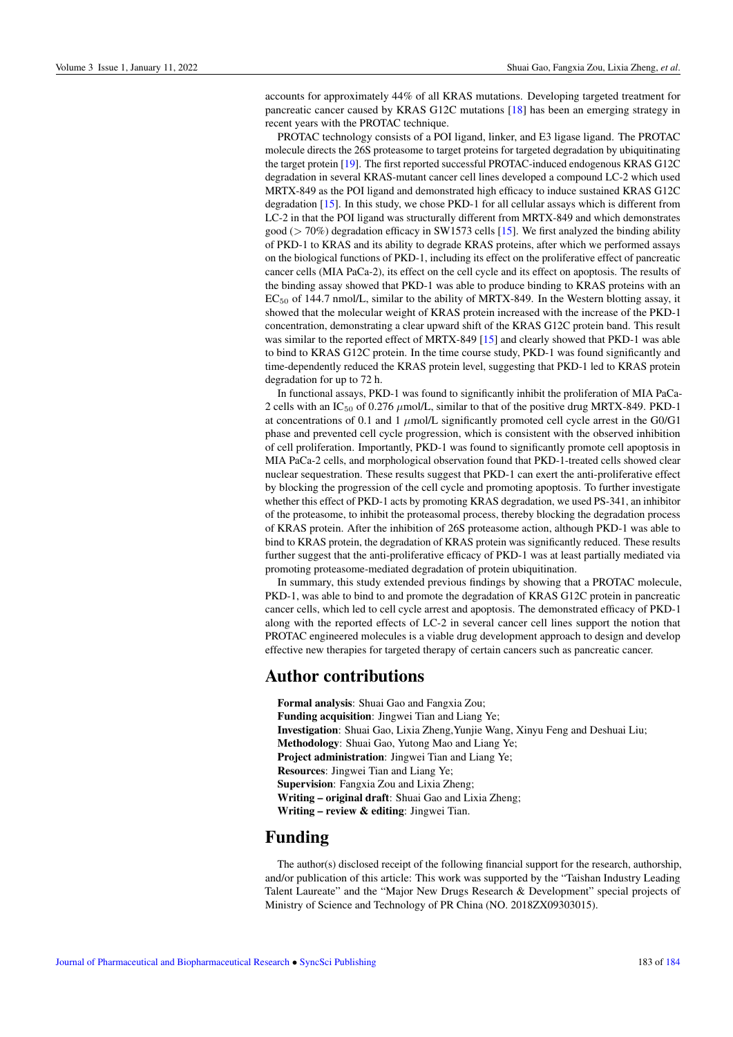accounts for approximately 44% of all KRAS mutations. Developing targeted treatment for pancreatic cancer caused by KRAS G12C mutations [18] has been an emerging strategy in recent years with the PROTAC technique.

PROTAC technology consists of a POI ligand, linker, and E3 ligase ligand. The PROTAC molecule directs the 26S proteasome to target proteins for targeted degradation by ubiquitinating the target protein [19]. The first reported successful PROTAC-induced endogenous KRAS G12C degradation in several KRAS-mutant cancer cell lines developed a compound LC-2 which used MRTX-849 as the POI ligand and demonstrated high efficacy to induce sustained KRAS G12C degradation [15]. In this study, we chose PKD-1 for all cellular assays which is different from LC-2 in that the POI ligand was structurally different from MRTX-849 and which demonstrates good (> 70%) degradation efficacy in SW1573 cells [15]. We first analyzed the binding ability of PKD-1 to KRAS and its ability to degrade KRAS proteins, after which we performed assays on the biological functions of PKD-1, including its effect on the proliferative effect of pancreatic cancer cells (MIA PaCa-2), its effect on the cell cycle and its effect on apoptosis. The results of the binding assay showed that PKD-1 was able to produce binding to KRAS proteins with an $EC_{50}$ of 144.7 nmol/L, similar to the ability of MRTX-849. In the Western blotting assay, it showed that the molecular weight of KRAS protein increased with the increase of the PKD-1 concentration, demonstrating a clear upward shift of the KRAS G12C protein band. This result was similar to the reported effect of MRTX-849 [15] and clearly showed that PKD-1 was able to bind to KRAS G12C protein. In the time course study, PKD-1 was found significantly and time-dependently reduced the KRAS protein level, suggesting that PKD-1 led to KRAS protein degradation for up to 72 h.

In functional assays, PKD-1 was found to significantly inhibit the proliferation of MIA PaCa-2 cells with an $IC_{50}$ of 0.276 $\mu$mol/L, similar to that of the positive drug MRTX-849. PKD-1 at concentrations of 0.1 and 1 $\mu$mol/L significantly promoted cell cycle arrest in the G0/G1 phase and prevented cell cycle progression, which is consistent with the observed inhibition of cell proliferation. Importantly, PKD-1 was found to significantly promote cell apoptosis in MIA PaCa-2 cells, and morphological observation found that PKD-1-treated cells showed clear nuclear sequestration. These results suggest that PKD-1 can exert the anti-proliferative effect by blocking the progression of the cell cycle and promoting apoptosis. To further investigate whether this effect of PKD-1 acts by promoting KRAS degradation, we used PS-341, an inhibitor of the proteasome, to inhibit the proteasomal process, thereby blocking the degradation process of KRAS protein. After the inhibition of 26S proteasome action, although PKD-1 was able to bind to KRAS protein, the degradation of KRAS protein was significantly reduced. These results further suggest that the anti-proliferative efficacy of PKD-1 was at least partially mediated via promoting proteasome-mediated degradation of protein ubiquitination.

In summary, this study extended previous findings by showing that a PROTAC molecule, PKD-1, was able to bind to and promote the degradation of KRAS G12C protein in pancreatic cancer cells, which led to cell cycle arrest and apoptosis. The demonstrated efficacy of PKD-1 along with the reported effects of LC-2 in several cancer cell lines support the notion that PROTAC engineered molecules is a viable drug development approach to design and develop effective new therapies for targeted therapy of certain cancers such as pancreatic cancer.

# Author contributions

**Formal analysis**: Shuai Gao and Fangxia Zou;
**Funding acquisition**: Jingwei Tian and Liang Ye;
**Investigation**: Shuai Gao, Lixia Zheng,Yunjie Wang, Xinyu Feng and Deshuai Liu;
**Methodology**: Shuai Gao, Yutong Mao and Liang Ye;
**Project administration**: Jingwei Tian and Liang Ye;
**Resources**: Jingwei Tian and Liang Ye;
**Supervision**: Fangxia Zou and Lixia Zheng;
**Writing – original draft**: Shuai Gao and Lixia Zheng;
**Writing – review & editing**: Jingwei Tian.

# Funding

The author(s) disclosed receipt of the following financial support for the research, authorship, and/or publication of this article: This work was supported by the "Taishan Industry Leading Talent Laureate" and the "Major New Drugs Research & Development" special projects of Ministry of Science and Technology of PR China (NO. 2018ZX09303015).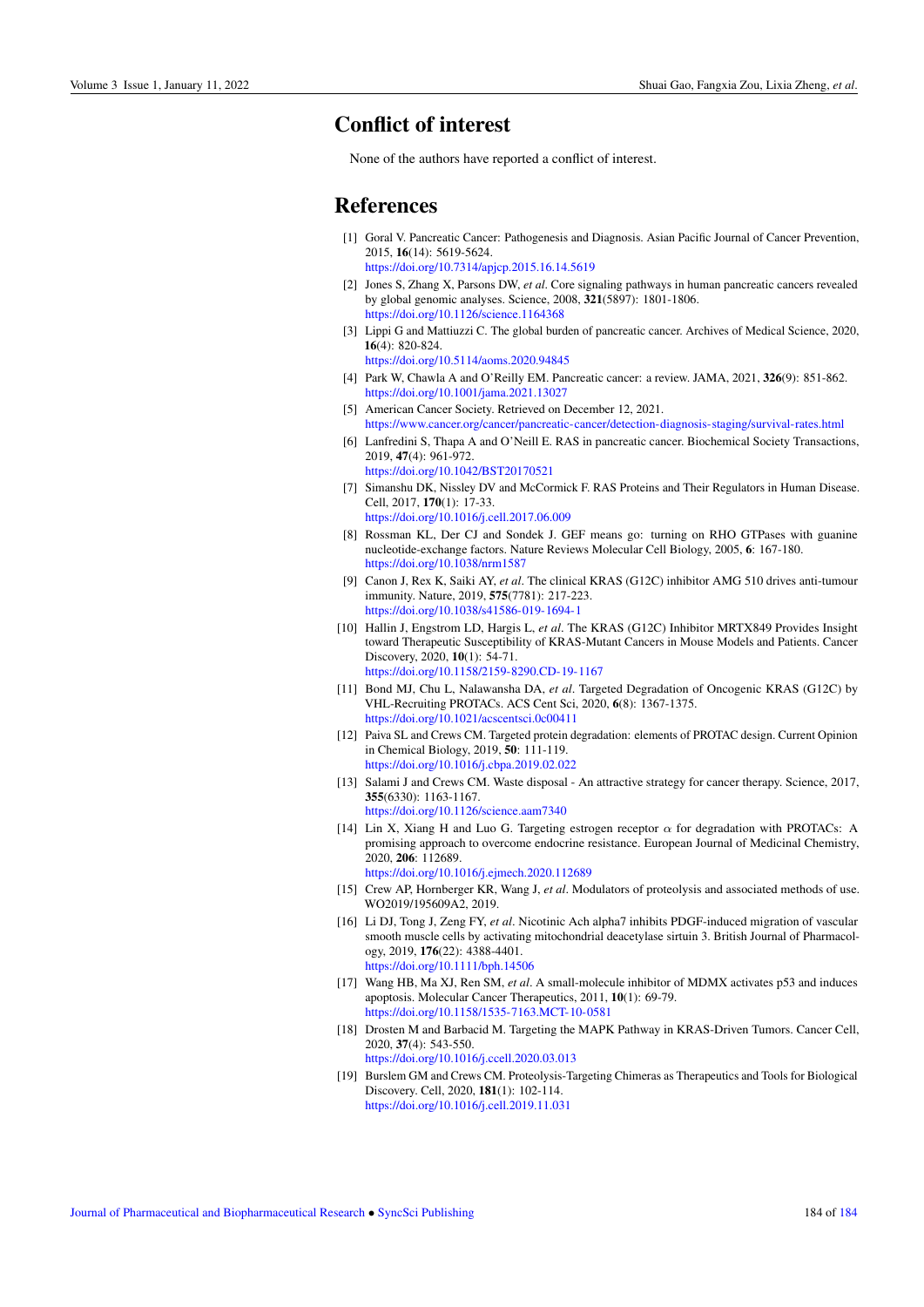## Conflict of interest

None of the authors have reported a conflict of interest.

## References

[1] Goral V. Pancreatic Cancer: Pathogenesis and Diagnosis. Asian Pacific Journal of Cancer Prevention, 2015, **16**(14): 5619-5624.
https://doi.org/10.7314/apjcp.2015.16.14.5619

[2] Jones S, Zhang X, Parsons DW, *et al*. Core signaling pathways in human pancreatic cancers revealed by global genomic analyses. Science, 2008, **321**(5897): 1801-1806.
https://doi.org/10.1126/science.1164368

[3] Lippi G and Mattiuzzi C. The global burden of pancreatic cancer. Archives of Medical Science, 2020, **16**(4): 820-824.
https://doi.org/10.5114/aoms.2020.94845

[4] Park W, Chawla A and O'Reilly EM. Pancreatic cancer: a review. JAMA, 2021, **326**(9): 851-862.
https://doi.org/10.1001/jama.2021.13027

[5] American Cancer Society. Retrieved on December 12, 2021.
https://www.cancer.org/cancer/pancreatic-cancer/detection-diagnosis-staging/survival-rates.html

[6] Lanfredini S, Thapa A and O'Neill E. RAS in pancreatic cancer. Biochemical Society Transactions, 2019, **47**(4): 961-972.
https://doi.org/10.1042/BST20170521

[7] Simanshu DK, Nissley DV and McCormick F. RAS Proteins and Their Regulators in Human Disease. Cell, 2017, **170**(1): 17-33.
https://doi.org/10.1016/j.cell.2017.06.009

[8] Rossman KL, Der CJ and Sondek J. GEF means go: turning on RHO GTPases with guanine nucleotide-exchange factors. Nature Reviews Molecular Cell Biology, 2005, **6**: 167-180.
https://doi.org/10.1038/nrm1587

[9] Canon J, Rex K, Saiki AY, *et al*. The clinical KRAS (G12C) inhibitor AMG 510 drives anti-tumour immunity. Nature, 2019, **575**(7781): 217-223.
https://doi.org/10.1038/s41586-019-1694-1

[10] Hallin J, Engstrom LD, Hargis L, *et al*. The KRAS (G12C) Inhibitor MRTX849 Provides Insight toward Therapeutic Susceptibility of KRAS-Mutant Cancers in Mouse Models and Patients. Cancer Discovery, 2020, **10**(1): 54-71.
https://doi.org/10.1158/2159-8290.CD-19-1167

[11] Bond MJ, Chu L, Nalawansha DA, *et al*. Targeted Degradation of Oncogenic KRAS (G12C) by VHL-Recruiting PROTACs. ACS Cent Sci, 2020, **6**(8): 1367-1375.
https://doi.org/10.1021/acscentsci.0c00411

[12] Paiva SL and Crews CM. Targeted protein degradation: elements of PROTAC design. Current Opinion in Chemical Biology, 2019, **50**: 111-119.
https://doi.org/10.1016/j.cbpa.2019.02.022

[13] Salami J and Crews CM. Waste disposal - An attractive strategy for cancer therapy. Science, 2017, **355**(6330): 1163-1167.
https://doi.org/10.1126/science.aam7340

[14] Lin X, Xiang H and Luo G. Targeting estrogen receptor $\alpha$ for degradation with PROTACs: A promising approach to overcome endocrine resistance. European Journal of Medicinal Chemistry, 2020, **206**: 112689.
https://doi.org/10.1016/j.ejmech.2020.112689

[15] Crew AP, Hornberger KR, Wang J, *et al*. Modulators of proteolysis and associated methods of use. WO2019/195609A2, 2019.

[16] Li DJ, Tong J, Zeng FY, *et al*. Nicotinic Ach alpha7 inhibits PDGF-induced migration of vascular smooth muscle cells by activating mitochondrial deacetylase sirtuin 3. British Journal of Pharmacology, 2019, **176**(22): 4388-4401.
https://doi.org/10.1111/bph.14506

[17] Wang HB, Ma XJ, Ren SM, *et al*. A small-molecule inhibitor of MDMX activates p53 and induces apoptosis. Molecular Cancer Therapeutics, 2011, **10**(1): 69-79.
https://doi.org/10.1158/1535-7163.MCT-10-0581

[18] Drosten M and Barbacid M. Targeting the MAPK Pathway in KRAS-Driven Tumors. Cancer Cell, 2020, **37**(4): 543-550.
https://doi.org/10.1016/j.ccell.2020.03.013

[19] Burslem GM and Crews CM. Proteolysis-Targeting Chimeras as Therapeutics and Tools for Biological Discovery. Cell, 2020, **181**(1): 102-114.
https://doi.org/10.1016/j.cell.2019.11.031